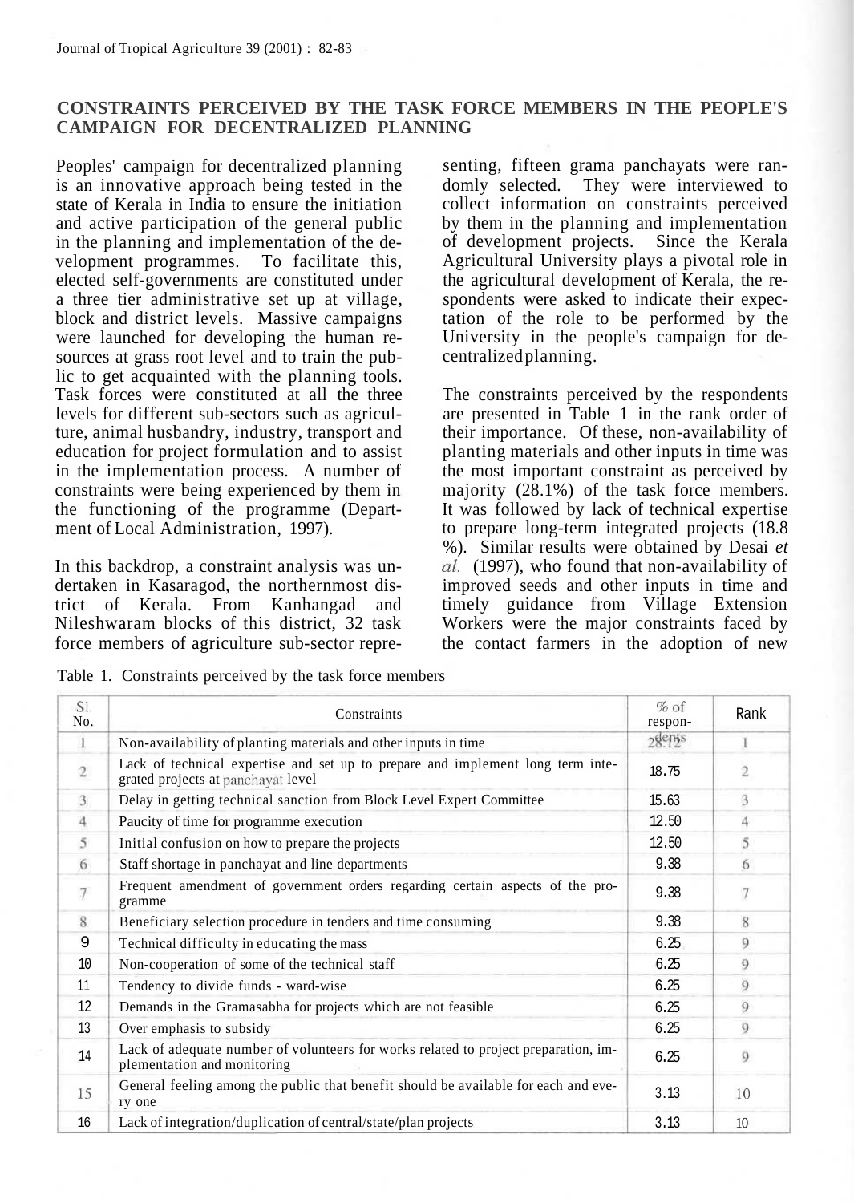## CONSTRAINTS PERCEIVED BY THE TASK FORCE MEMBERS IN THE PEOPLE'S CAMPAIGN FOR DECENTRALIZED PLANNING

Peoples' campaign for decentralized planning is an innovative approach being tested in the state of Kerala in India to ensure the initiation and active participation of the general public in the planning and implementation of the development programmes. To facilitate this, elected self-governments are constituted under a three tier administrative set up at village, block and district levels. Massive campaigns were launched for developing the human resources at grass root level and to train the public to get acquainted with the planning tools. Task forces were constituted at all the three levels for different sub-sectors such as agriculture, animal husbandry, industry, transport and education for project formulation and to assist in the implementation process. A number of constraints were being experienced by them in the functioning of the programme (Department of Local Administration, 1997).

In this backdrop, a constraint analysis was undertaken in Kasaragod, the northernmost district of Kerala. From Kanhangad and Nileshwaram blocks of this district, 32 task force members of agriculture sub-sector representing, fifteen grama panchayats were randomly selected. They were interviewed to collect information on constraints perceived by them in the planning and implementation of development projects. Since the Kerala Agricultural University plays a pivotal role in the agricultural development of Kerala, the respondents were asked to indicate their expectation of the role to be performed by the University in the people's campaign for decentralized planning.

The constraints perceived by the respondents are presented in Table 1 in the rank order of their importance. Of these, non-availability of planting materials and other inputs in time was the most important constraint as perceived by majority (28.1%) of the task force members. It was followed by lack of technical expertise to prepare long-term integrated projects (18.8 %). Similar results were obtained by Desai *et al.* (1997), who found that non-availability of improved seeds and other inputs in time and timely guidance from Village Extension Workers were the major constraints faced by the contact farmers in the adoption of new

Table 1. Constraints perceived by the task force members

| Sl. No. | Constraints | % of respondents | Rank |
|---|---|---|---|
| 1 | Non-availability of planting materials and other inputs in time | 28.12 | 1 |
| 2 | Lack of technical expertise and set up to prepare and implement long term integrated projects at panchayat level | 18.75 | 2 |
| 3 | Delay in getting technical sanction from Block Level Expert Committee | 15.63 | 3 |
| 4 | Paucity of time for programme execution | 12.50 | 4 |
| 5 | Initial confusion on how to prepare the projects | 12.50 | 5 |
| 6 | Staff shortage in panchayat and line departments | 9.38 | 6 |
| 7 | Frequent amendment of government orders regarding certain aspects of the programme | 9.38 | 7 |
| 8 | Beneficiary selection procedure in tenders and time consuming | 9.38 | 8 |
| 9 | Technical difficulty in educating the mass | 6.25 | 9 |
| 10 | Non-cooperation of some of the technical staff | 6.25 | 9 |
| 11 | Tendency to divide funds - ward-wise | 6.25 | 9 |
| 12 | Demands in the Gramasabha for projects which are not feasible | 6.25 | 9 |
| 13 | Over emphasis to subsidy | 6.25 | 9 |
| 14 | Lack of adequate number of volunteers for works related to project preparation, implementation and monitoring | 6.25 | 9 |
| 15 | General feeling among the public that benefit should be available for each and every one | 3.13 | 10 |
| 16 | Lack of integration/duplication of central/state/plan projects | 3.13 | 10 |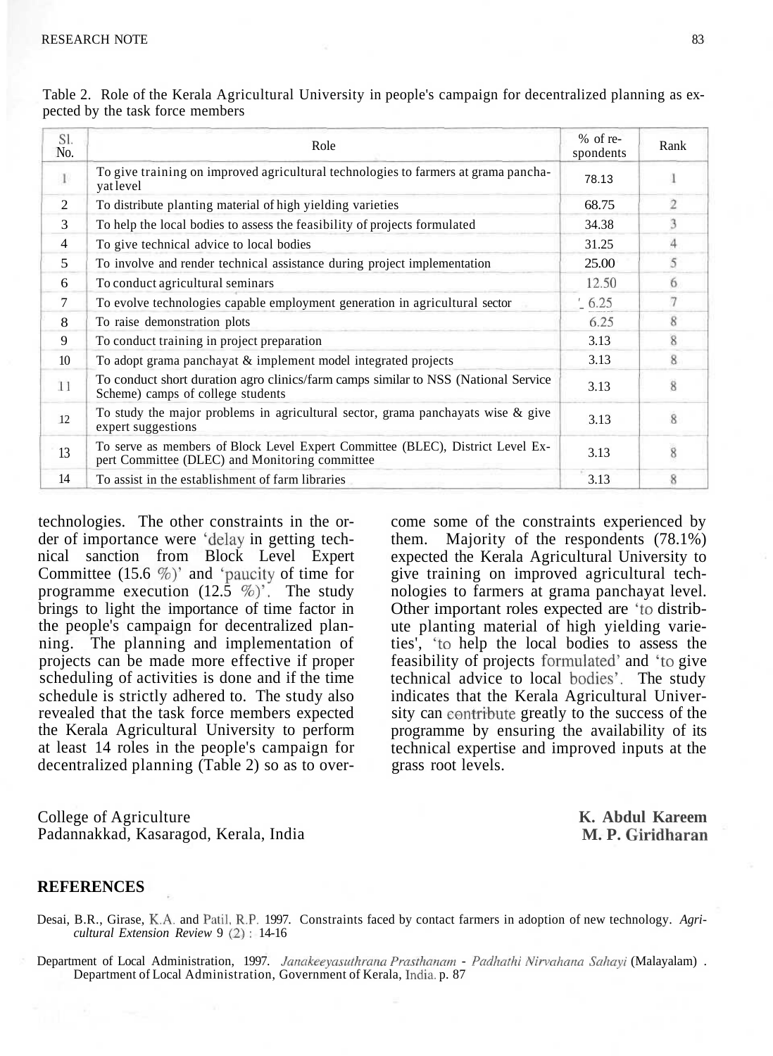Table 2. Role of the Kerala Agricultural University in people's campaign for decentralized planning as expected by the task force members

| Sl. No. | Role | % of respondents | Rank |
|---|---|---|---|
| 1 | To give training on improved agricultural technologies to farmers at grama panchayat level | 78.13 | 1 |
| 2 | To distribute planting material of high yielding varieties | 68.75 | 2 |
| 3 | To help the local bodies to assess the feasibility of projects formulated | 34.38 | 3 |
| 4 | To give technical advice to local bodies | 31.25 | 4 |
| 5 | To involve and render technical assistance during project implementation | 25.00 | 5 |
| 6 | To conduct agricultural seminars | 12.50 | 6 |
| 7 | To evolve technologies capable employment generation in agricultural sector | 6.25 | 7 |
| 8 | To raise demonstration plots | 6.25 | 8 |
| 9 | To conduct training in project preparation | 3.13 | 8 |
| 10 | To adopt grama panchayat & implement model integrated projects | 3.13 | 8 |
| 11 | To conduct short duration agro clinics/farm camps similar to NSS (National Service Scheme) camps of college students | 3.13 | 8 |
| 12 | To study the major problems in agricultural sector, grama panchayats wise & give expert suggestions | 3.13 | 8 |
| 13 | To serve as members of Block Level Expert Committee (BLEC), District Level Expert Committee (DLEC) and Monitoring committee | 3.13 | 8 |
| 14 | To assist in the establishment of farm libraries | 3.13 | 8 |

technologies. The other constraints in the order of importance were 'delay in getting technical sanction from Block Level Expert Committee (15.6 %)' and 'paucity of time for programme execution (12.5 %)'. The study brings to light the importance of time factor in the people's campaign for decentralized planning. The planning and implementation of projects can be made more effective if proper scheduling of activities is done and if the time schedule is strictly adhered to. The study also revealed that the task force members expected the Kerala Agricultural University to perform at least 14 roles in the people's campaign for decentralized planning (Table 2) so as to overcome some of the constraints experienced by them. Majority of the respondents (78.1%) expected the Kerala Agricultural University to give training on improved agricultural technologies to farmers at grama panchayat level. Other important roles expected are 'to distribute planting material of high yielding varieties', 'to help the local bodies to assess the feasibility of projects formulated' and 'to give technical advice to local bodies'. The study indicates that the Kerala Agricultural University can contribute greatly to the success of the programme by ensuring the availability of its technical expertise and improved inputs at the grass root levels.

College of Agriculture
Padannakkad, Kasaragod, Kerala, India

**K. Abdul Kareem**
**M. P. Giridharan**

## REFERENCES

Desai, B.R., Girase, K.A. and Patil, R.P. 1997. Constraints faced by contact farmers in adoption of new technology. *Agricultural Extension Review* 9 (2) : 14-16

Department of Local Administration, 1997. *Janakeeyasuthrana Prasthanam - Padhathi Nirvahana Sahayi* (Malayalam) . Department of Local Administration, Government of Kerala, India. p. 87